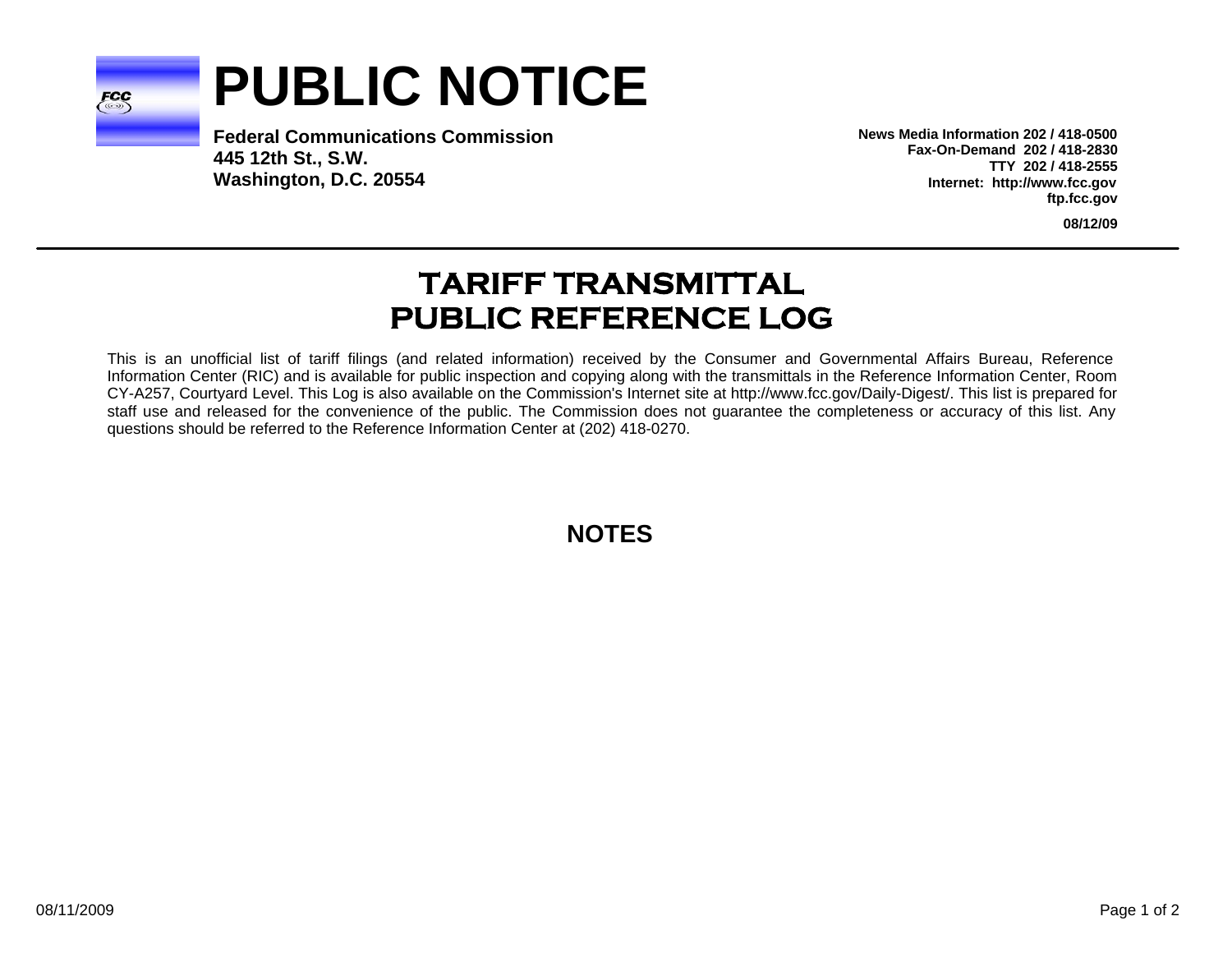# PUBLIC NOTICE

**Federal Communications Commission**
**445 12th St., S.W.**
**Washington, D.C. 20554**

**News Media Information 202 / 418-0500**
**Fax-On-Demand 202 / 418-2830**
**TTY 202 / 418-2555**
**Internet: http://www.fcc.gov**
**ftp.fcc.gov**

**08/12/09**

## TARIFF TRANSMITTAL PUBLIC REFERENCE LOG

This is an unofficial list of tariff filings (and related information) received by the Consumer and Governmental Affairs Bureau, Reference Information Center (RIC) and is available for public inspection and copying along with the transmittals in the Reference Information Center, Room CY-A257, Courtyard Level. This Log is also available on the Commission's Internet site at http://www.fcc.gov/Daily-Digest/. This list is prepared for staff use and released for the convenience of the public. The Commission does not guarantee the completeness or accuracy of this list. Any questions should be referred to the Reference Information Center at (202) 418-0270.

## NOTES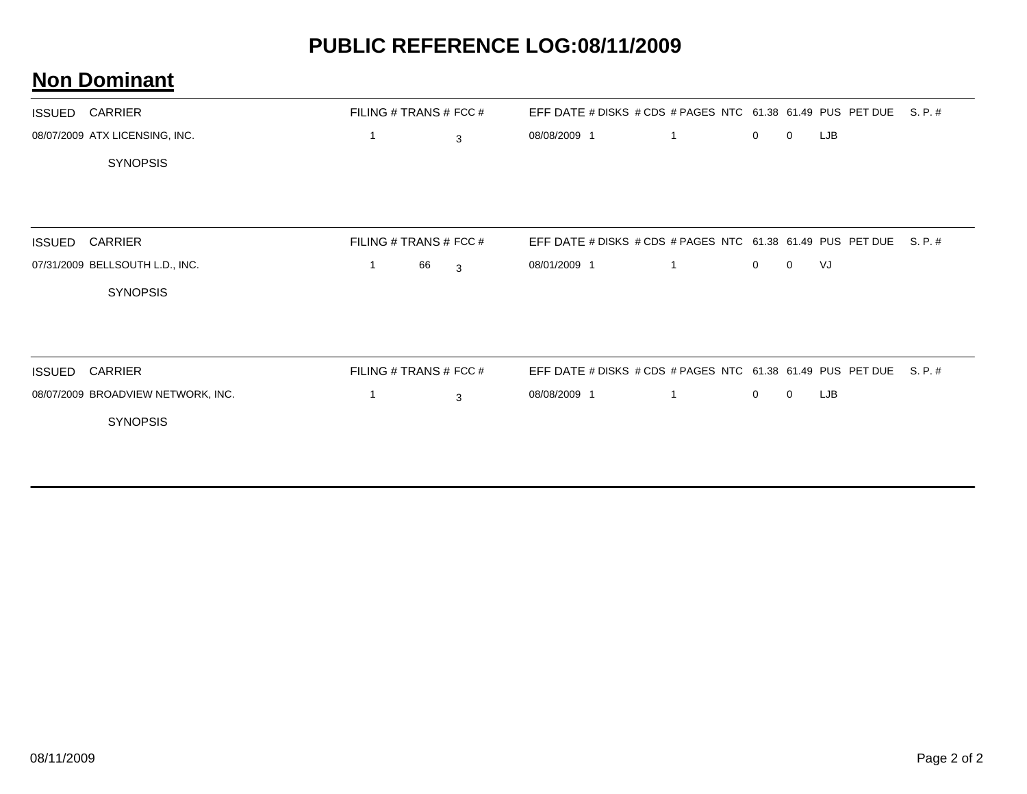# PUBLIC REFERENCE LOG:08/11/2009

## Non Dominant

| ISSUED | CARRIER | FILING # | TRANS # | FCC # | EFF DATE | # DISKS | # CDS | # PAGES | NTC | 61.38 | 61.49 | PUS | PET DUE | S. P. # |
|---|---|---|---|---|---|---|---|---|---|---|---|---|---|---|
| 08/07/2009 | ATX LICENSING, INC. | 1 | | 3 | 08/08/2009 | 1 | | 1 | | 0 | 0 | LJB | | |

SYNOPSIS

| ISSUED | CARRIER | FILING # | TRANS # | FCC # | EFF DATE | # DISKS | # CDS | # PAGES | NTC | 61.38 | 61.49 | PUS | PET DUE | S. P. # |
|---|---|---|---|---|---|---|---|---|---|---|---|---|---|---|
| 07/31/2009 | BELLSOUTH L.D., INC. | 1 | 66 | 3 | 08/01/2009 | 1 | | 1 | | 0 | 0 | VJ | | |

SYNOPSIS

| ISSUED | CARRIER | FILING # | TRANS # | FCC # | EFF DATE | # DISKS | # CDS | # PAGES | NTC | 61.38 | 61.49 | PUS | PET DUE | S. P. # |
|---|---|---|---|---|---|---|---|---|---|---|---|---|---|---|
| 08/07/2009 | BROADVIEW NETWORK, INC. | 1 | | 3 | 08/08/2009 | 1 | | 1 | | 0 | 0 | LJB | | |

SYNOPSIS